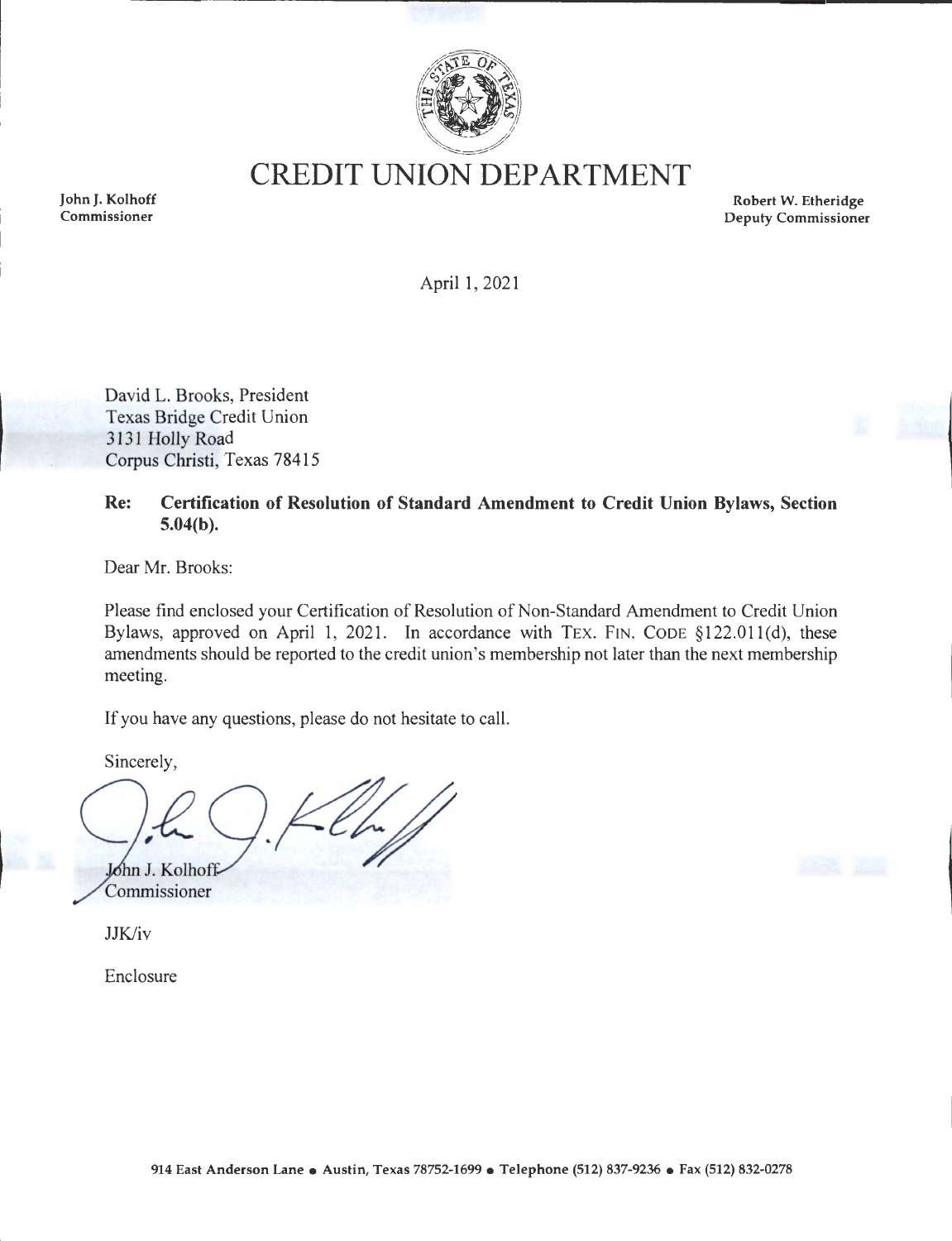# CREDIT UNION DEPARTMENT

John J. Kolhoff
Commissioner

Robert W. Etheridge
Deputy Commissioner

April 1, 2021

David L. Brooks, President
Texas Bridge Credit Union
3131 Holly Road
Corpus Christi, Texas 78415

**Re: Certification of Resolution of Standard Amendment to Credit Union Bylaws, Section 5.04(b).**

Dear Mr. Brooks:

Please find enclosed your Certification of Resolution of Non-Standard Amendment to Credit Union Bylaws, approved on April 1, 2021. In accordance with TEX. FIN. CODE §122.011(d), these amendments should be reported to the credit union's membership not later than the next membership meeting.

If you have any questions, please do not hesitate to call.

Sincerely,

John J. Kolhoff
Commissioner

JJK/iv

Enclosure

914 East Anderson Lane • Austin, Texas 78752-1699 • Telephone (512) 837-9236 • Fax (512) 832-0278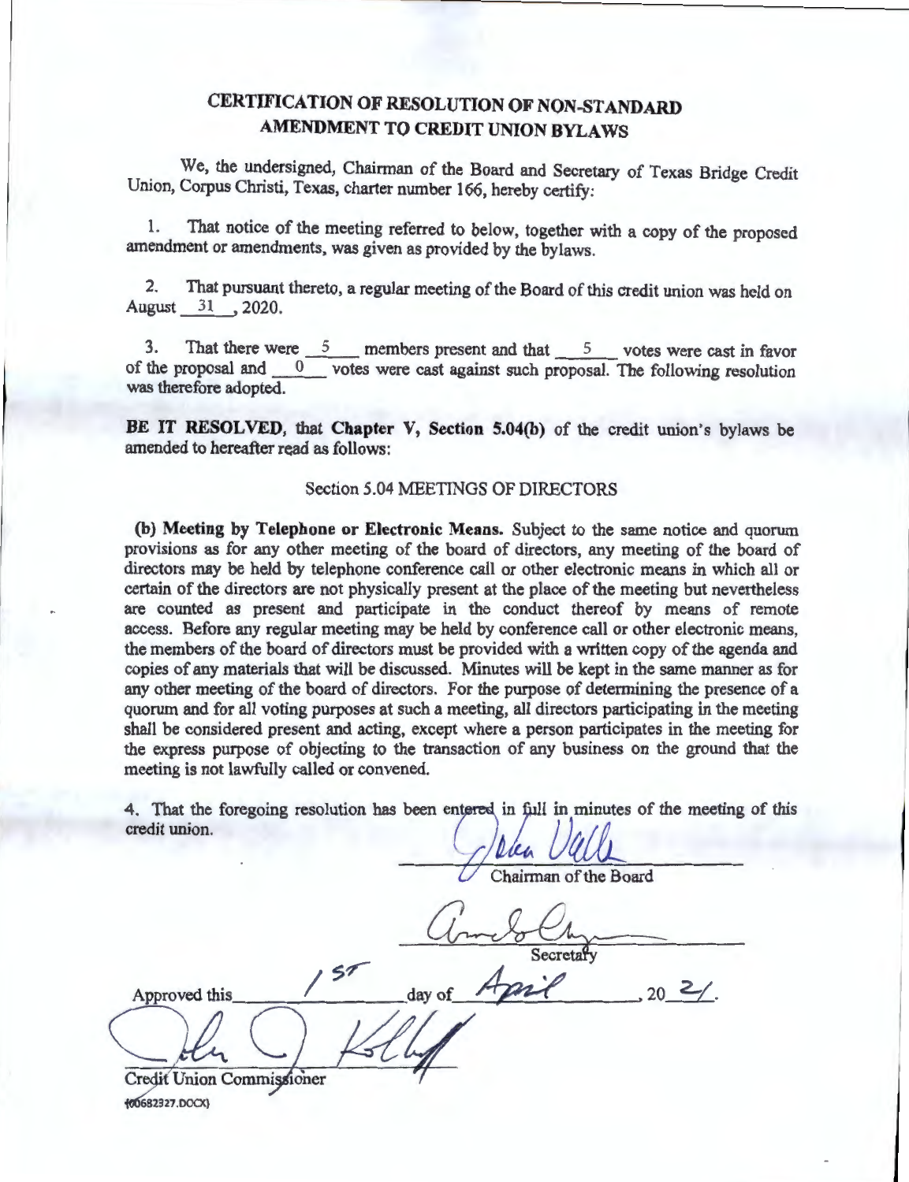# CERTIFICATION OF RESOLUTION OF NON-STANDARD AMENDMENT TO CREDIT UNION BYLAWS

We, the undersigned, Chairman of the Board and Secretary of Texas Bridge Credit Union, Corpus Christi, Texas, charter number 166, hereby certify:

1. That notice of the meeting referred to below, together with a copy of the proposed amendment or amendments, was given as provided by the bylaws.

2. That pursuant thereto, a regular meeting of the Board of this credit union was held on August 31, 2020.

3. That there were 5 members present and that 5 votes were cast in favor of the proposal and 0 votes were cast against such proposal. The following resolution was therefore adopted.

**BE IT RESOLVED,** that **Chapter V, Section 5.04(b)** of the credit union's bylaws be amended to hereafter read as follows:

Section 5.04 MEETINGS OF DIRECTORS

**(b) Meeting by Telephone or Electronic Means.** Subject to the same notice and quorum provisions as for any other meeting of the board of directors, any meeting of the board of directors may be held by telephone conference call or other electronic means in which all or certain of the directors are not physically present at the place of the meeting but nevertheless are counted as present and participate in the conduct thereof by means of remote access. Before any regular meeting may be held by conference call or other electronic means, the members of the board of directors must be provided with a written copy of the agenda and copies of any materials that will be discussed. Minutes will be kept in the same manner as for any other meeting of the board of directors. For the purpose of determining the presence of a quorum and for all voting purposes at such a meeting, all directors participating in the meeting shall be considered present and acting, except where a person participates in the meeting for the express purpose of objecting to the transaction of any business on the ground that the meeting is not lawfully called or convened.

4. That the foregoing resolution has been entered in full in minutes of the meeting of this credit union.

Chairman of the Board

Secretary

Approved this 1st day of April, 2021.

Credit Union Commissioner

{00682327.DOCX}